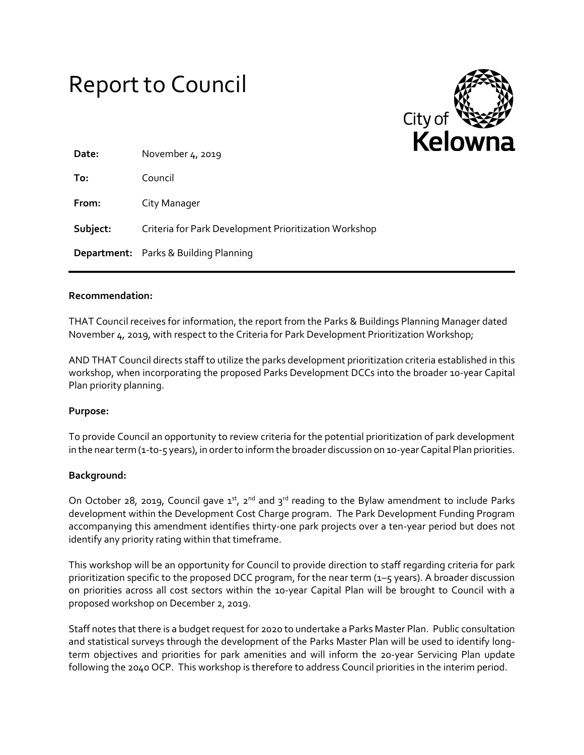# Report to Council

City of Kelowna

| | |
|---|---|
| **Date:** | November 4, 2019 |
| **To:** | Council |
| **From:** | City Manager |
| **Subject:** | Criteria for Park Development Prioritization Workshop |
| **Department:** | Parks & Building Planning |

**Recommendation:**

THAT Council receives for information, the report from the Parks & Buildings Planning Manager dated November 4, 2019, with respect to the Criteria for Park Development Prioritization Workshop;

AND THAT Council directs staff to utilize the parks development prioritization criteria established in this workshop, when incorporating the proposed Parks Development DCCs into the broader 10-year Capital Plan priority planning.

**Purpose:**

To provide Council an opportunity to review criteria for the potential prioritization of park development in the near term (1-to-5 years), in order to inform the broader discussion on 10-year Capital Plan priorities.

**Background:**

On October 28, 2019, Council gave 1st, 2nd and 3rd reading to the Bylaw amendment to include Parks development within the Development Cost Charge program. The Park Development Funding Program accompanying this amendment identifies thirty-one park projects over a ten-year period but does not identify any priority rating within that timeframe.

This workshop will be an opportunity for Council to provide direction to staff regarding criteria for park prioritization specific to the proposed DCC program, for the near term (1–5 years). A broader discussion on priorities across all cost sectors within the 10-year Capital Plan will be brought to Council with a proposed workshop on December 2, 2019.

Staff notes that there is a budget request for 2020 to undertake a Parks Master Plan. Public consultation and statistical surveys through the development of the Parks Master Plan will be used to identify long-term objectives and priorities for park amenities and will inform the 20-year Servicing Plan update following the 2040 OCP. This workshop is therefore to address Council priorities in the interim period.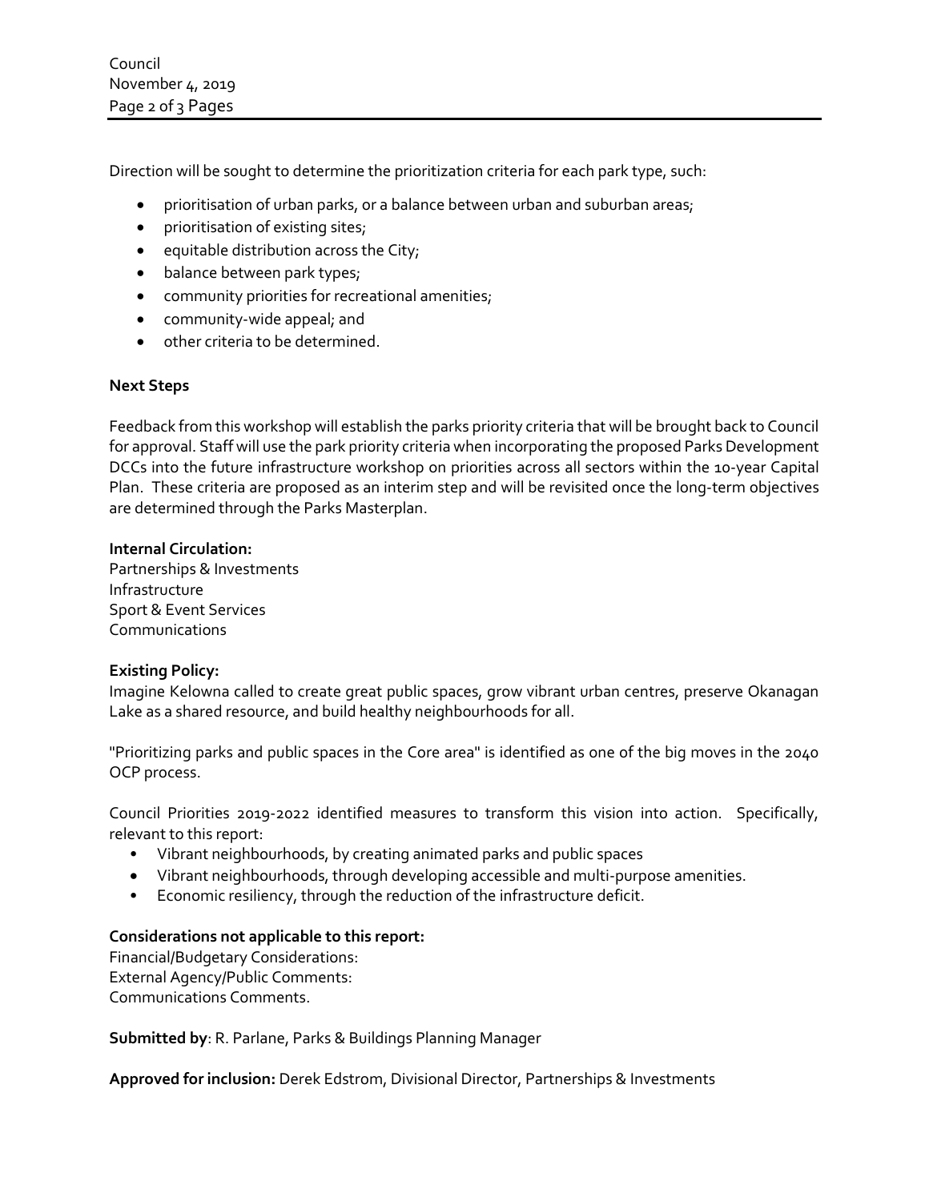Direction will be sought to determine the prioritization criteria for each park type, such:

- prioritisation of urban parks, or a balance between urban and suburban areas;
- prioritisation of existing sites;
- equitable distribution across the City;
- balance between park types;
- community priorities for recreational amenities;
- community-wide appeal; and
- other criteria to be determined.

**Next Steps**

Feedback from this workshop will establish the parks priority criteria that will be brought back to Council for approval. Staff will use the park priority criteria when incorporating the proposed Parks Development DCCs into the future infrastructure workshop on priorities across all sectors within the 10-year Capital Plan. These criteria are proposed as an interim step and will be revisited once the long-term objectives are determined through the Parks Masterplan.

**Internal Circulation:**
Partnerships & Investments
Infrastructure
Sport & Event Services
Communications

**Existing Policy:**
Imagine Kelowna called to create great public spaces, grow vibrant urban centres, preserve Okanagan Lake as a shared resource, and build healthy neighbourhoods for all.

"Prioritizing parks and public spaces in the Core area" is identified as one of the big moves in the 2040 OCP process.

Council Priorities 2019-2022 identified measures to transform this vision into action. Specifically, relevant to this report:

- Vibrant neighbourhoods, by creating animated parks and public spaces
- Vibrant neighbourhoods, through developing accessible and multi-purpose amenities.
- Economic resiliency, through the reduction of the infrastructure deficit.

**Considerations not applicable to this report:**
Financial/Budgetary Considerations:
External Agency/Public Comments:
Communications Comments.

**Submitted by**: R. Parlane, Parks & Buildings Planning Manager

**Approved for inclusion:** Derek Edstrom, Divisional Director, Partnerships & Investments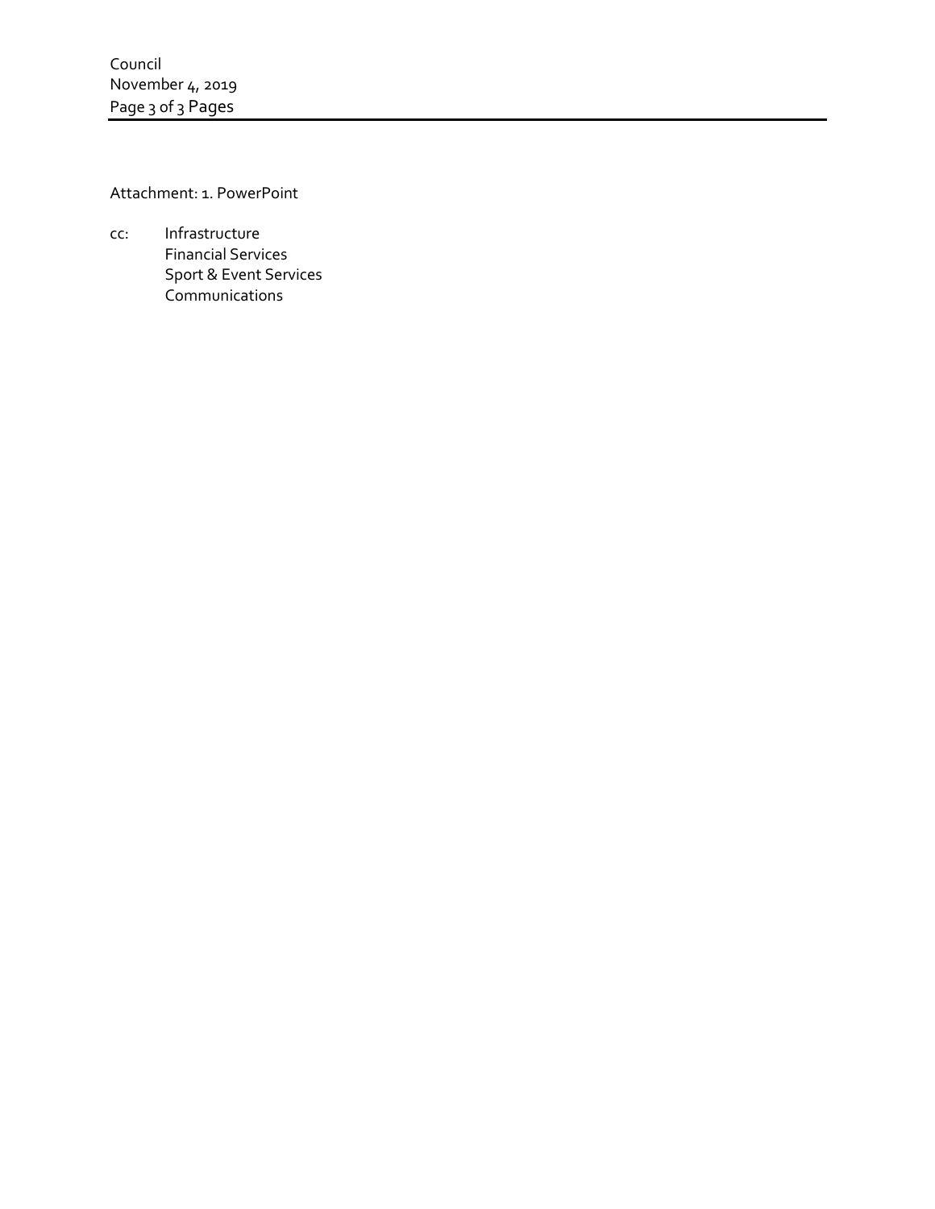Attachment: 1. PowerPoint

cc: Infrastructure
Financial Services
Sport & Event Services
Communications